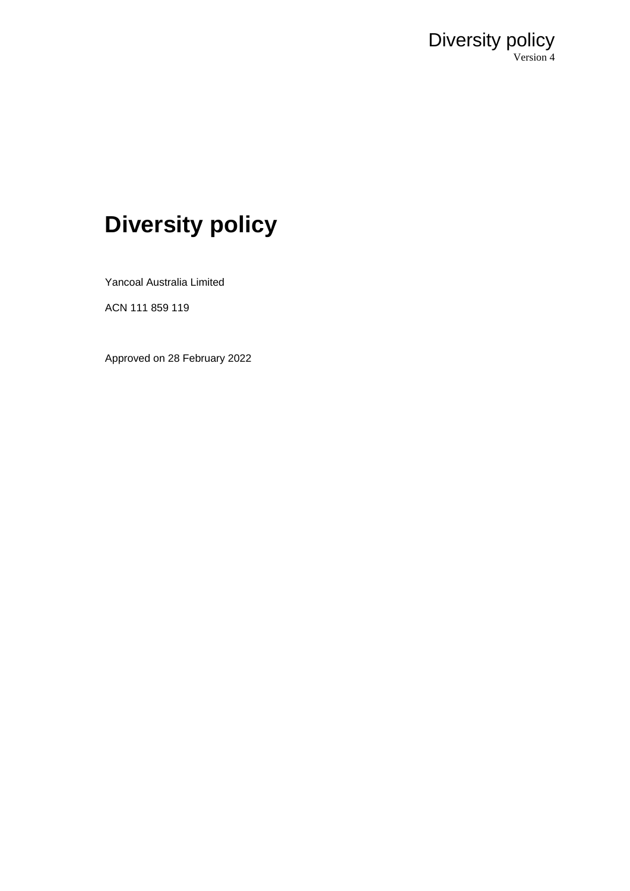# Diversity policy

Yancoal Australia Limited

ACN 111 859 119

Approved on 28 February 2022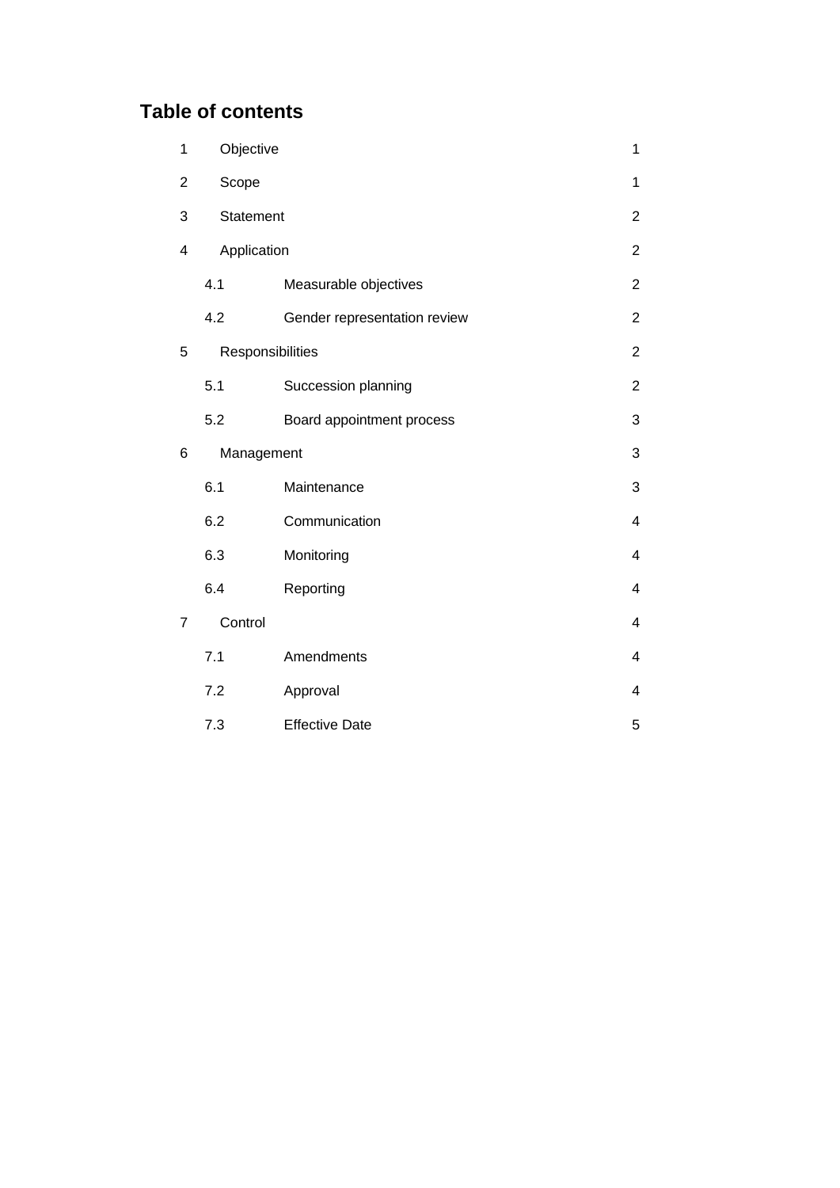## Table of contents

| | | |
|---|---|---|
| 1 | Objective | 1 |
| 2 | Scope | 1 |
| 3 | Statement | 2 |
| 4 | Application | 2 |
| 4.1 | Measurable objectives | 2 |
| 4.2 | Gender representation review | 2 |
| 5 | Responsibilities | 2 |
| 5.1 | Succession planning | 2 |
| 5.2 | Board appointment process | 3 |
| 6 | Management | 3 |
| 6.1 | Maintenance | 3 |
| 6.2 | Communication | 4 |
| 6.3 | Monitoring | 4 |
| 6.4 | Reporting | 4 |
| 7 | Control | 4 |
| 7.1 | Amendments | 4 |
| 7.2 | Approval | 4 |
| 7.3 | Effective Date | 5 |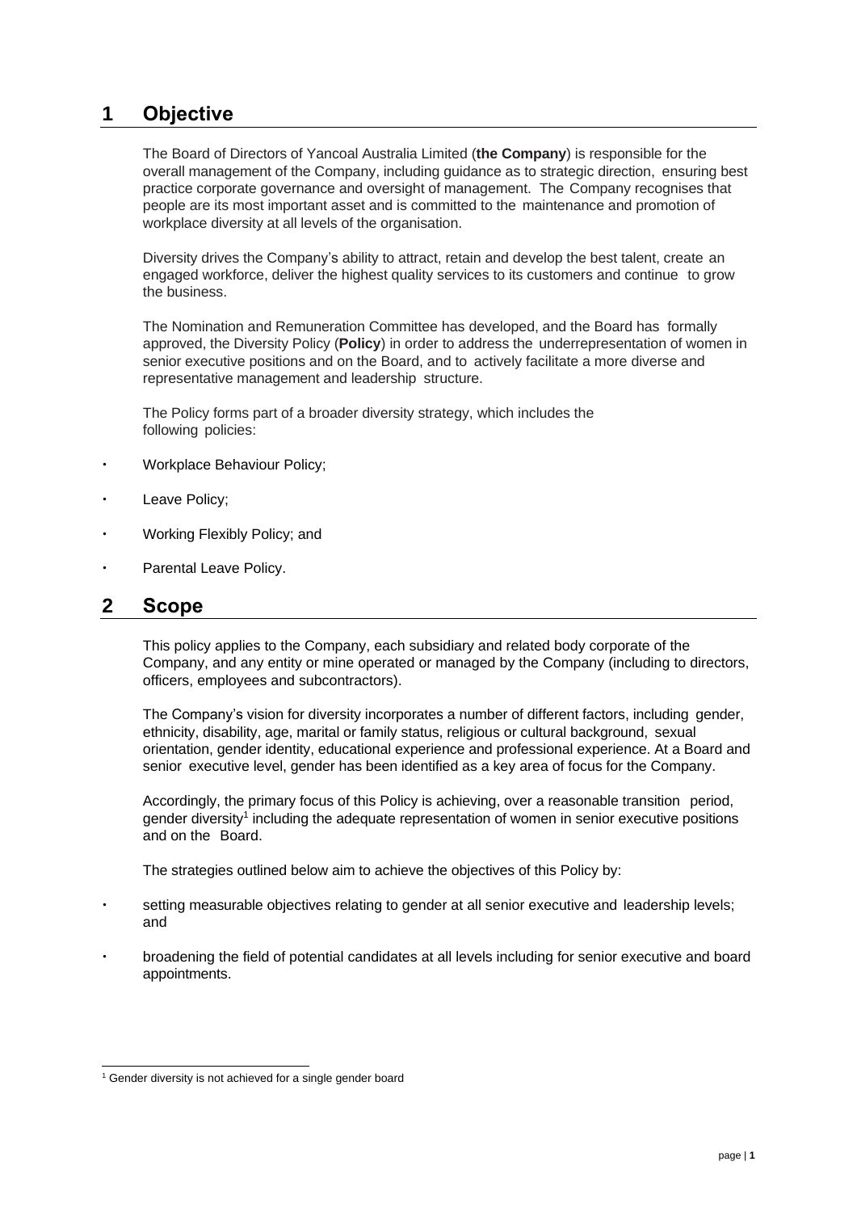## 1 Objective

The Board of Directors of Yancoal Australia Limited (**the Company**) is responsible for the overall management of the Company, including guidance as to strategic direction, ensuring best practice corporate governance and oversight of management. The Company recognises that people are its most important asset and is committed to the maintenance and promotion of workplace diversity at all levels of the organisation.

Diversity drives the Company's ability to attract, retain and develop the best talent, create an engaged workforce, deliver the highest quality services to its customers and continue to grow the business.

The Nomination and Remuneration Committee has developed, and the Board has formally approved, the Diversity Policy (**Policy**) in order to address the underrepresentation of women in senior executive positions and on the Board, and to actively facilitate a more diverse and representative management and leadership structure.

The Policy forms part of a broader diversity strategy, which includes the following policies:

- Workplace Behaviour Policy;
- Leave Policy;
- Working Flexibly Policy; and
- Parental Leave Policy.

## 2 Scope

This policy applies to the Company, each subsidiary and related body corporate of the Company, and any entity or mine operated or managed by the Company (including to directors, officers, employees and subcontractors).

The Company's vision for diversity incorporates a number of different factors, including gender, ethnicity, disability, age, marital or family status, religious or cultural background, sexual orientation, gender identity, educational experience and professional experience. At a Board and senior executive level, gender has been identified as a key area of focus for the Company.

Accordingly, the primary focus of this Policy is achieving, over a reasonable transition period, gender diversity[1] including the adequate representation of women in senior executive positions and on the Board.

The strategies outlined below aim to achieve the objectives of this Policy by:

- setting measurable objectives relating to gender at all senior executive and leadership levels; and
- broadening the field of potential candidates at all levels including for senior executive and board appointments.

[1] Gender diversity is not achieved for a single gender board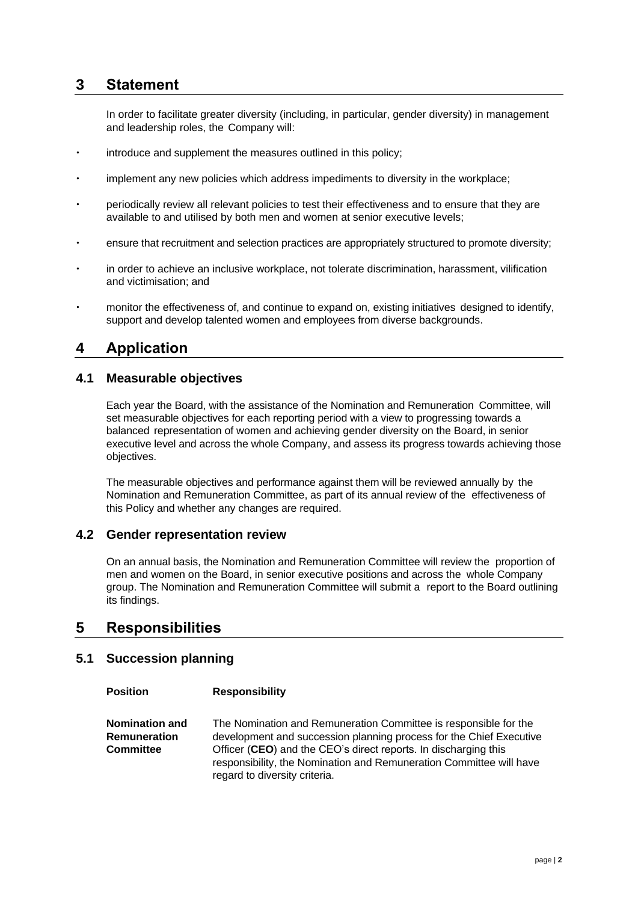# 3 Statement

In order to facilitate greater diversity (including, in particular, gender diversity) in management and leadership roles, the Company will:

- introduce and supplement the measures outlined in this policy;
- implement any new policies which address impediments to diversity in the workplace;
- periodically review all relevant policies to test their effectiveness and to ensure that they are available to and utilised by both men and women at senior executive levels;
- ensure that recruitment and selection practices are appropriately structured to promote diversity;
- in order to achieve an inclusive workplace, not tolerate discrimination, harassment, vilification and victimisation; and
- monitor the effectiveness of, and continue to expand on, existing initiatives designed to identify, support and develop talented women and employees from diverse backgrounds.

# 4 Application

## 4.1 Measurable objectives

Each year the Board, with the assistance of the Nomination and Remuneration Committee, will set measurable objectives for each reporting period with a view to progressing towards a balanced representation of women and achieving gender diversity on the Board, in senior executive level and across the whole Company, and assess its progress towards achieving those objectives.

The measurable objectives and performance against them will be reviewed annually by the Nomination and Remuneration Committee, as part of its annual review of the effectiveness of this Policy and whether any changes are required.

## 4.2 Gender representation review

On an annual basis, the Nomination and Remuneration Committee will review the proportion of men and women on the Board, in senior executive positions and across the whole Company group. The Nomination and Remuneration Committee will submit a report to the Board outlining its findings.

# 5 Responsibilities

## 5.1 Succession planning

| Position | Responsibility |
|---|---|
| **Nomination and Remuneration Committee** | The Nomination and Remuneration Committee is responsible for the development and succession planning process for the Chief Executive Officer (**CEO**) and the CEO's direct reports. In discharging this responsibility, the Nomination and Remuneration Committee will have regard to diversity criteria. |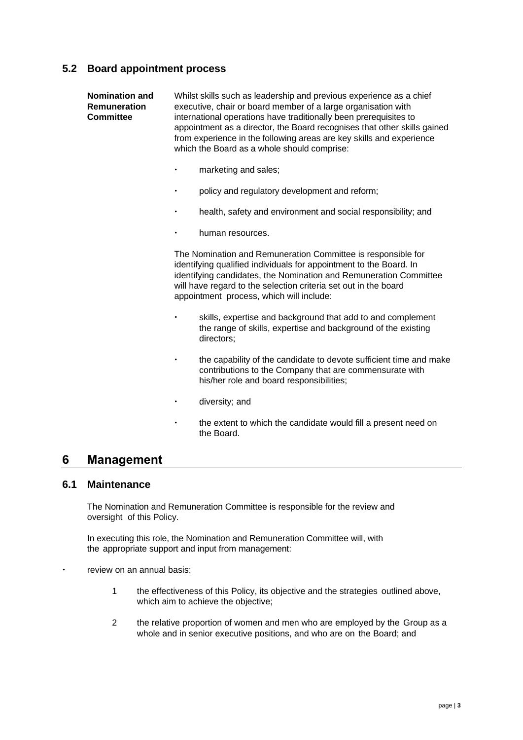### 5.2 Board appointment process

**Nomination and Remuneration Committee**

Whilst skills such as leadership and previous experience as a chief executive, chair or board member of a large organisation with international operations have traditionally been prerequisites to appointment as a director, the Board recognises that other skills gained from experience in the following areas are key skills and experience which the Board as a whole should comprise:

- marketing and sales;
- policy and regulatory development and reform;
- health, safety and environment and social responsibility; and
- human resources.

The Nomination and Remuneration Committee is responsible for identifying qualified individuals for appointment to the Board. In identifying candidates, the Nomination and Remuneration Committee will have regard to the selection criteria set out in the board appointment process, which will include:

- skills, expertise and background that add to and complement the range of skills, expertise and background of the existing directors;
- the capability of the candidate to devote sufficient time and make contributions to the Company that are commensurate with his/her role and board responsibilities;
- diversity; and
- the extent to which the candidate would fill a present need on the Board.

## 6 Management

### 6.1 Maintenance

The Nomination and Remuneration Committee is responsible for the review and oversight of this Policy.

In executing this role, the Nomination and Remuneration Committee will, with the appropriate support and input from management:

- review on an annual basis:
  1. the effectiveness of this Policy, its objective and the strategies outlined above, which aim to achieve the objective;
  2. the relative proportion of women and men who are employed by the Group as a whole and in senior executive positions, and who are on the Board; and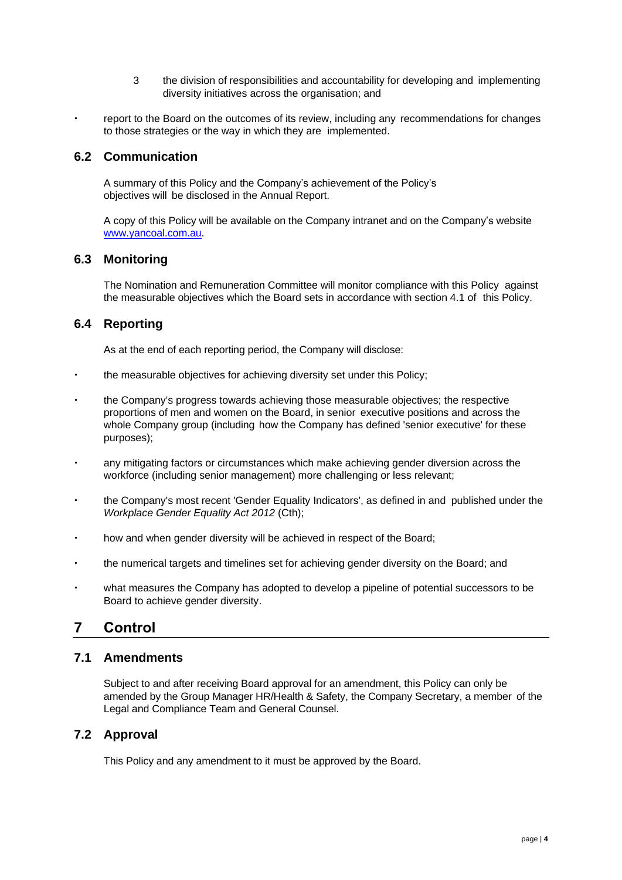3 the division of responsibilities and accountability for developing and implementing diversity initiatives across the organisation; and

- report to the Board on the outcomes of its review, including any recommendations for changes to those strategies or the way in which they are implemented.

## 6.2 Communication

A summary of this Policy and the Company's achievement of the Policy's objectives will be disclosed in the Annual Report.

A copy of this Policy will be available on the Company intranet and on the Company's website www.yancoal.com.au.

## 6.3 Monitoring

The Nomination and Remuneration Committee will monitor compliance with this Policy against the measurable objectives which the Board sets in accordance with section 4.1 of this Policy.

## 6.4 Reporting

As at the end of each reporting period, the Company will disclose:

- the measurable objectives for achieving diversity set under this Policy;
- the Company's progress towards achieving those measurable objectives; the respective proportions of men and women on the Board, in senior executive positions and across the whole Company group (including how the Company has defined 'senior executive' for these purposes);
- any mitigating factors or circumstances which make achieving gender diversion across the workforce (including senior management) more challenging or less relevant;
- the Company's most recent 'Gender Equality Indicators', as defined in and published under the *Workplace Gender Equality Act 2012* (Cth);
- how and when gender diversity will be achieved in respect of the Board;
- the numerical targets and timelines set for achieving gender diversity on the Board; and
- what measures the Company has adopted to develop a pipeline of potential successors to be Board to achieve gender diversity.

# 7 Control

## 7.1 Amendments

Subject to and after receiving Board approval for an amendment, this Policy can only be amended by the Group Manager HR/Health & Safety, the Company Secretary, a member of the Legal and Compliance Team and General Counsel.

## 7.2 Approval

This Policy and any amendment to it must be approved by the Board.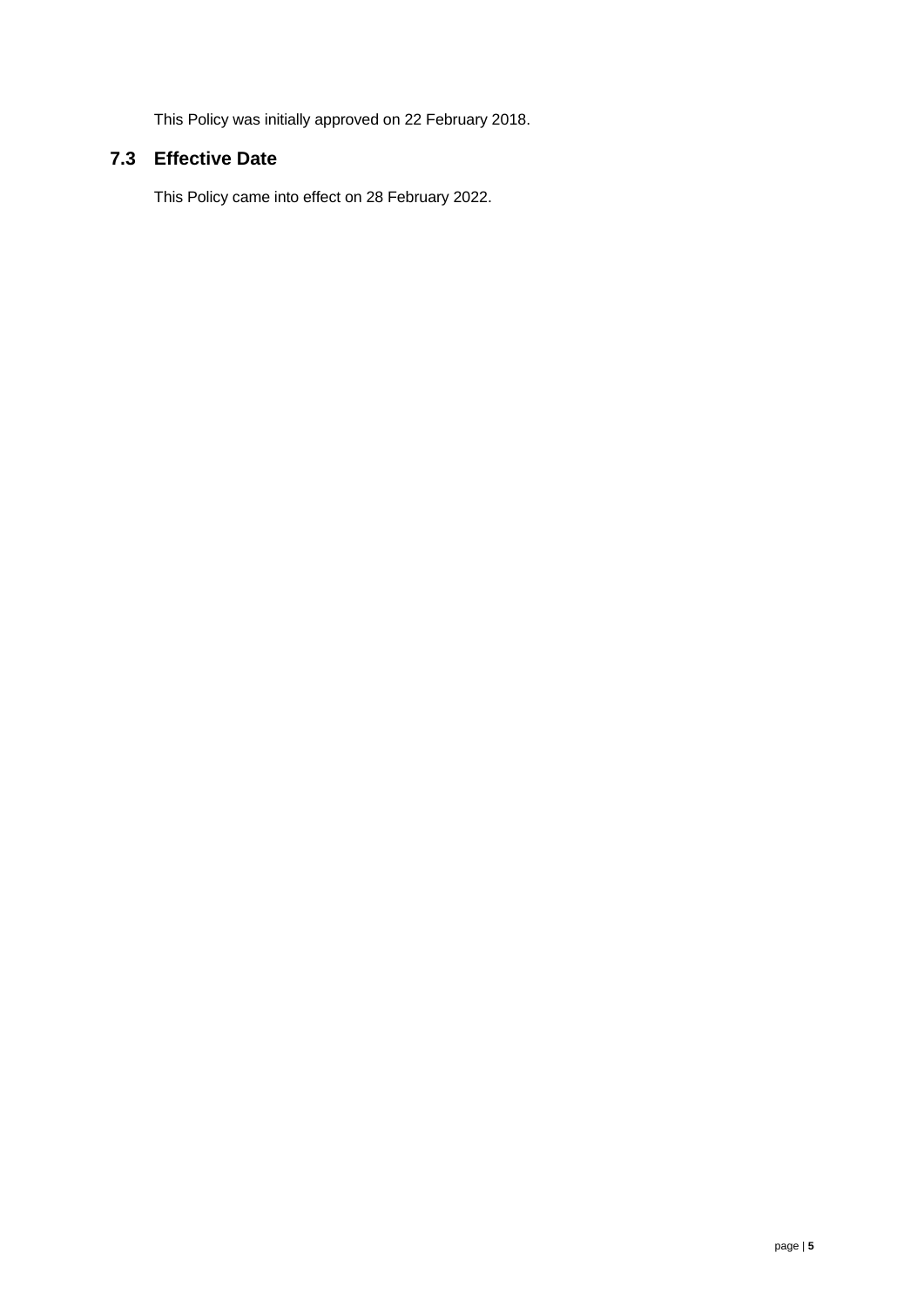This Policy was initially approved on 22 February 2018.

## 7.3 Effective Date

This Policy came into effect on 28 February 2022.